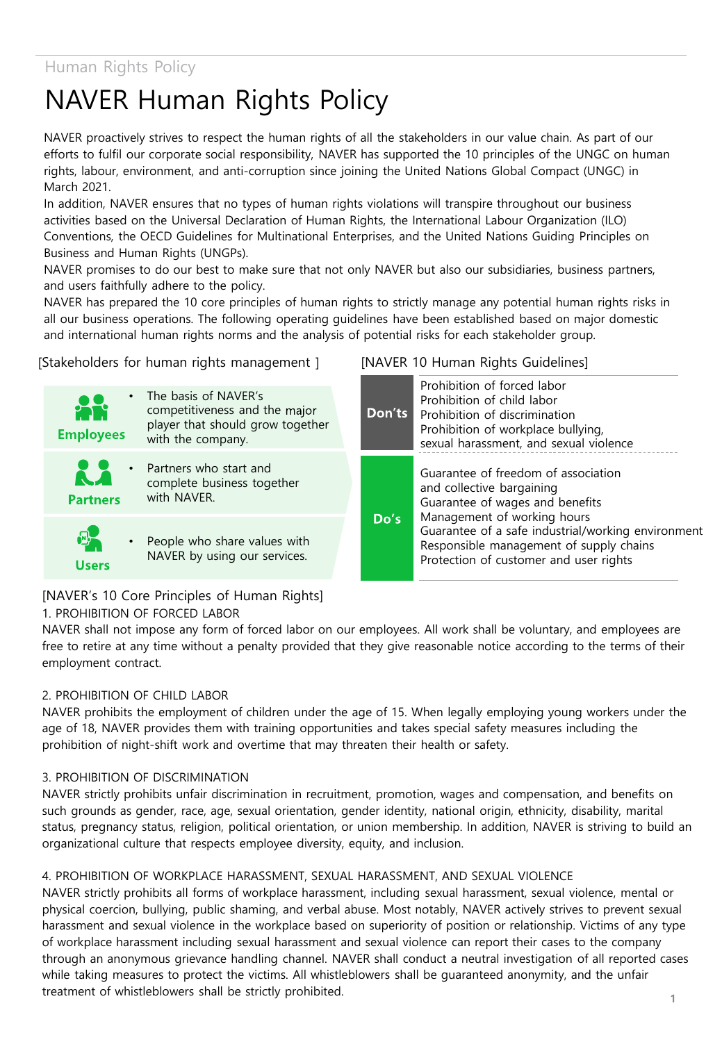Human Rights Policy

# NAVER Human Rights Policy

NAVER proactively strives to respect the human rights of all the stakeholders in our value chain. As part of our efforts to fulfil our corporate social responsibility, NAVER has supported the 10 principles of the UNGC on human rights, labour, environment, and anti-corruption since joining the United Nations Global Compact (UNGC) in March 2021.
In addition, NAVER ensures that no types of human rights violations will transpire throughout our business activities based on the Universal Declaration of Human Rights, the International Labour Organization (ILO) Conventions, the OECD Guidelines for Multinational Enterprises, and the United Nations Guiding Principles on Business and Human Rights (UNGPs).
NAVER promises to do our best to make sure that not only NAVER but also our subsidiaries, business partners, and users faithfully adhere to the policy.
NAVER has prepared the 10 core principles of human rights to strictly manage any potential human rights risks in all our business operations. The following operating guidelines have been established based on major domestic and international human rights norms and the analysis of potential risks for each stakeholder group.

[Stakeholders for human rights management ]

| Stakeholder | Description |
|---|---|
| **Employees** | The basis of NAVER's competitiveness and the major player that should grow together with the company. |
| **Partners** | Partners who start and complete business together with NAVER. |
| **Users** | People who share values with NAVER by using our services. |

[NAVER 10 Human Rights Guidelines]

| | Guidelines |
|---|---|
| **Don'ts** | Prohibition of forced labor<br>Prohibition of child labor<br>Prohibition of discrimination<br>Prohibition of workplace bullying, sexual harassment, and sexual violence |
| **Do's** | Guarantee of freedom of association and collective bargaining<br>Guarantee of wages and benefits<br>Management of working hours<br>Guarantee of a safe industrial/working environment<br>Responsible management of supply chains<br>Protection of customer and user rights |

[NAVER's 10 Core Principles of Human Rights]

1. PROHIBITION OF FORCED LABOR

NAVER shall not impose any form of forced labor on our employees. All work shall be voluntary, and employees are free to retire at any time without a penalty provided that they give reasonable notice according to the terms of their employment contract.

2. PROHIBITION OF CHILD LABOR

NAVER prohibits the employment of children under the age of 15. When legally employing young workers under the age of 18, NAVER provides them with training opportunities and takes special safety measures including the prohibition of night-shift work and overtime that may threaten their health or safety.

3. PROHIBITION OF DISCRIMINATION

NAVER strictly prohibits unfair discrimination in recruitment, promotion, wages and compensation, and benefits on such grounds as gender, race, age, sexual orientation, gender identity, national origin, ethnicity, disability, marital status, pregnancy status, religion, political orientation, or union membership. In addition, NAVER is striving to build an organizational culture that respects employee diversity, equity, and inclusion.

4. PROHIBITION OF WORKPLACE HARASSMENT, SEXUAL HARASSMENT, AND SEXUAL VIOLENCE

NAVER strictly prohibits all forms of workplace harassment, including sexual harassment, sexual violence, mental or physical coercion, bullying, public shaming, and verbal abuse. Most notably, NAVER actively strives to prevent sexual harassment and sexual violence in the workplace based on superiority of position or relationship. Victims of any type of workplace harassment including sexual harassment and sexual violence can report their cases to the company through an anonymous grievance handling channel. NAVER shall conduct a neutral investigation of all reported cases while taking measures to protect the victims. All whistleblowers shall be guaranteed anonymity, and the unfair treatment of whistleblowers shall be strictly prohibited.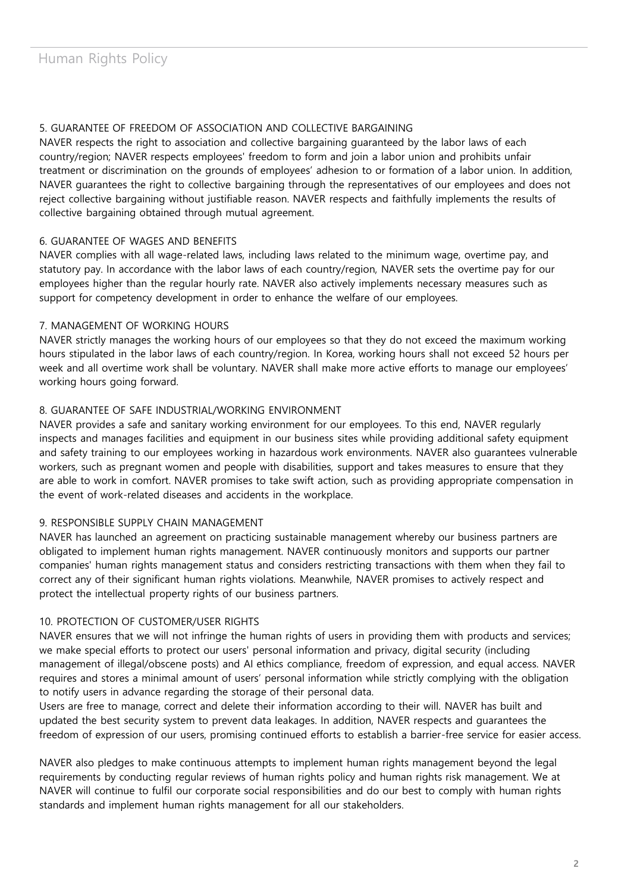## 5. GUARANTEE OF FREEDOM OF ASSOCIATION AND COLLECTIVE BARGAINING

NAVER respects the right to association and collective bargaining guaranteed by the labor laws of each country/region; NAVER respects employees' freedom to form and join a labor union and prohibits unfair treatment or discrimination on the grounds of employees' adhesion to or formation of a labor union. In addition, NAVER guarantees the right to collective bargaining through the representatives of our employees and does not reject collective bargaining without justifiable reason. NAVER respects and faithfully implements the results of collective bargaining obtained through mutual agreement.

## 6. GUARANTEE OF WAGES AND BENEFITS

NAVER complies with all wage-related laws, including laws related to the minimum wage, overtime pay, and statutory pay. In accordance with the labor laws of each country/region, NAVER sets the overtime pay for our employees higher than the regular hourly rate. NAVER also actively implements necessary measures such as support for competency development in order to enhance the welfare of our employees.

## 7. MANAGEMENT OF WORKING HOURS

NAVER strictly manages the working hours of our employees so that they do not exceed the maximum working hours stipulated in the labor laws of each country/region. In Korea, working hours shall not exceed 52 hours per week and all overtime work shall be voluntary. NAVER shall make more active efforts to manage our employees' working hours going forward.

## 8. GUARANTEE OF SAFE INDUSTRIAL/WORKING ENVIRONMENT

NAVER provides a safe and sanitary working environment for our employees. To this end, NAVER regularly inspects and manages facilities and equipment in our business sites while providing additional safety equipment and safety training to our employees working in hazardous work environments. NAVER also guarantees vulnerable workers, such as pregnant women and people with disabilities, support and takes measures to ensure that they are able to work in comfort. NAVER promises to take swift action, such as providing appropriate compensation in the event of work-related diseases and accidents in the workplace.

## 9. RESPONSIBLE SUPPLY CHAIN MANAGEMENT

NAVER has launched an agreement on practicing sustainable management whereby our business partners are obligated to implement human rights management. NAVER continuously monitors and supports our partner companies' human rights management status and considers restricting transactions with them when they fail to correct any of their significant human rights violations. Meanwhile, NAVER promises to actively respect and protect the intellectual property rights of our business partners.

## 10. PROTECTION OF CUSTOMER/USER RIGHTS

NAVER ensures that we will not infringe the human rights of users in providing them with products and services; we make special efforts to protect our users' personal information and privacy, digital security (including management of illegal/obscene posts) and AI ethics compliance, freedom of expression, and equal access. NAVER requires and stores a minimal amount of users' personal information while strictly complying with the obligation to notify users in advance regarding the storage of their personal data.

Users are free to manage, correct and delete their information according to their will. NAVER has built and updated the best security system to prevent data leakages. In addition, NAVER respects and guarantees the freedom of expression of our users, promising continued efforts to establish a barrier-free service for easier access.

NAVER also pledges to make continuous attempts to implement human rights management beyond the legal requirements by conducting regular reviews of human rights policy and human rights risk management. We at NAVER will continue to fulfil our corporate social responsibilities and do our best to comply with human rights standards and implement human rights management for all our stakeholders.